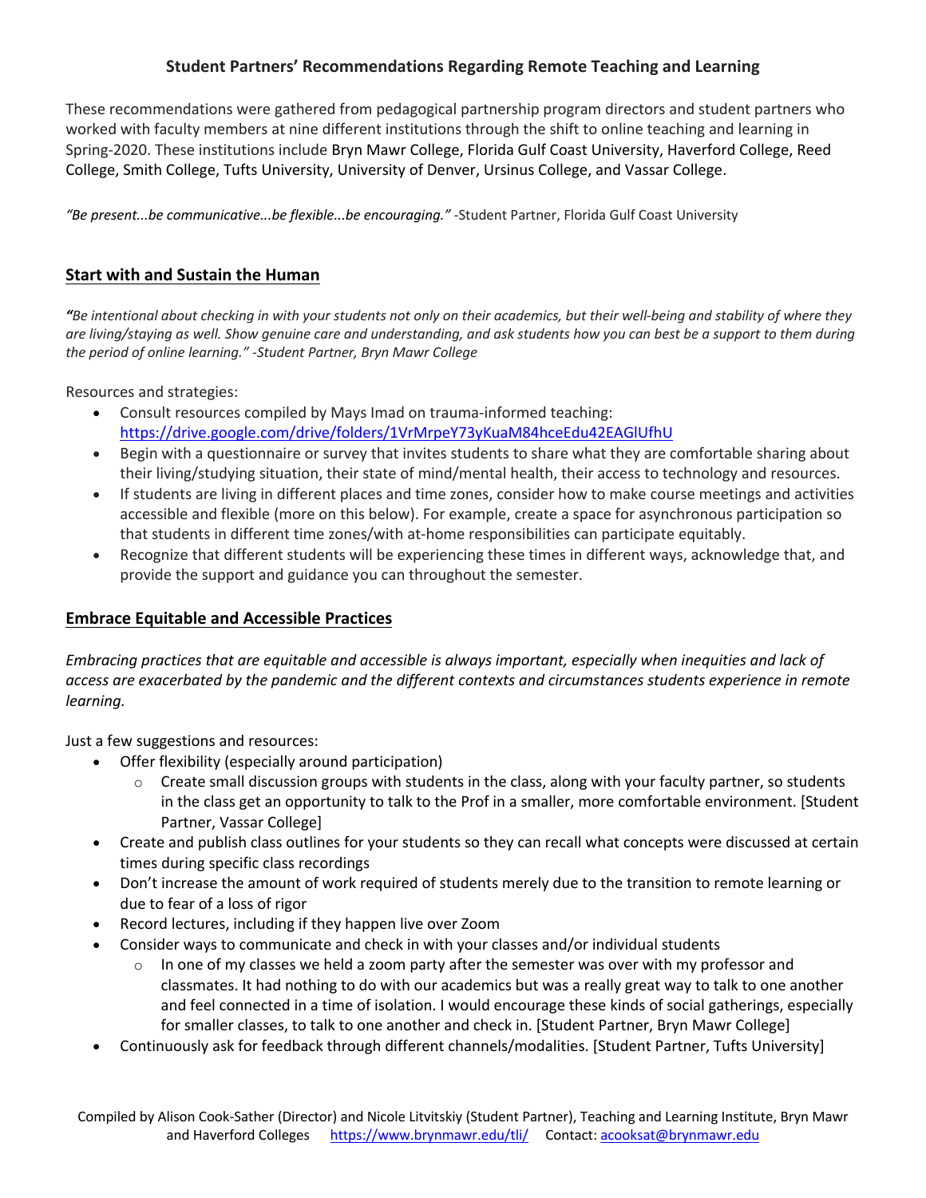# Student Partners' Recommendations Regarding Remote Teaching and Learning

These recommendations were gathered from pedagogical partnership program directors and student partners who worked with faculty members at nine different institutions through the shift to online teaching and learning in Spring-2020. These institutions include Bryn Mawr College, Florida Gulf Coast University, Haverford College, Reed College, Smith College, Tufts University, University of Denver, Ursinus College, and Vassar College.

*"Be present...be communicative...be flexible...be encouraging."* -Student Partner, Florida Gulf Coast University

## Start with and Sustain the Human

***"**Be intentional about checking in with your students not only on their academics, but their well-being and stability of where they are living/staying as well. Show genuine care and understanding, and ask students how you can best be a support to them during the period of online learning." -Student Partner, Bryn Mawr College*

Resources and strategies:

- Consult resources compiled by Mays Imad on trauma-informed teaching: https://drive.google.com/drive/folders/1VrMrpeY73yKuaM84hceEdu42EAGlUfhU
- Begin with a questionnaire or survey that invites students to share what they are comfortable sharing about their living/studying situation, their state of mind/mental health, their access to technology and resources.
- If students are living in different places and time zones, consider how to make course meetings and activities accessible and flexible (more on this below). For example, create a space for asynchronous participation so that students in different time zones/with at-home responsibilities can participate equitably.
- Recognize that different students will be experiencing these times in different ways, acknowledge that, and provide the support and guidance you can throughout the semester.

## Embrace Equitable and Accessible Practices

*Embracing practices that are equitable and accessible is always important, especially when inequities and lack of access are exacerbated by the pandemic and the different contexts and circumstances students experience in remote learning.*

Just a few suggestions and resources:

- Offer flexibility (especially around participation)
  - Create small discussion groups with students in the class, along with your faculty partner, so students in the class get an opportunity to talk to the Prof in a smaller, more comfortable environment. [Student Partner, Vassar College]
- Create and publish class outlines for your students so they can recall what concepts were discussed at certain times during specific class recordings
- Don't increase the amount of work required of students merely due to the transition to remote learning or due to fear of a loss of rigor
- Record lectures, including if they happen live over Zoom
- Consider ways to communicate and check in with your classes and/or individual students
  - In one of my classes we held a zoom party after the semester was over with my professor and classmates. It had nothing to do with our academics but was a really great way to talk to one another and feel connected in a time of isolation. I would encourage these kinds of social gatherings, especially for smaller classes, to talk to one another and check in. [Student Partner, Bryn Mawr College]
- Continuously ask for feedback through different channels/modalities. [Student Partner, Tufts University]

Compiled by Alison Cook-Sather (Director) and Nicole Litvitskiy (Student Partner), Teaching and Learning Institute, Bryn Mawr and Haverford Colleges https://www.brynmawr.edu/tli/ Contact: acooksat@brynmawr.edu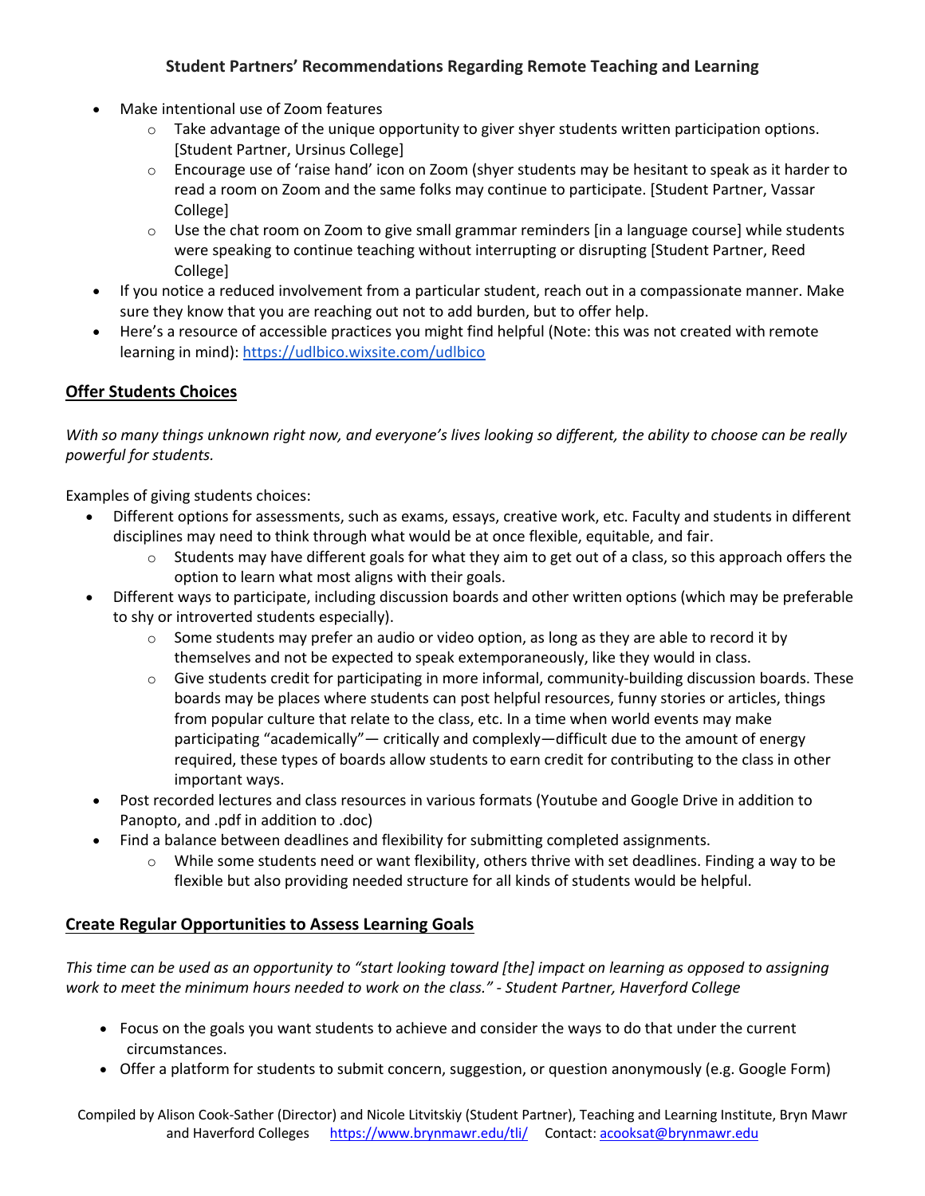**Student Partners' Recommendations Regarding Remote Teaching and Learning**

- Make intentional use of Zoom features
  - Take advantage of the unique opportunity to giver shyer students written participation options. [Student Partner, Ursinus College]
  - Encourage use of 'raise hand' icon on Zoom (shyer students may be hesitant to speak as it harder to read a room on Zoom and the same folks may continue to participate. [Student Partner, Vassar College]
  - Use the chat room on Zoom to give small grammar reminders [in a language course] while students were speaking to continue teaching without interrupting or disrupting [Student Partner, Reed College]
- If you notice a reduced involvement from a particular student, reach out in a compassionate manner. Make sure they know that you are reaching out not to add burden, but to offer help.
- Here's a resource of accessible practices you might find helpful (Note: this was not created with remote learning in mind): https://udlbico.wixsite.com/udlbico

## Offer Students Choices

*With so many things unknown right now, and everyone's lives looking so different, the ability to choose can be really powerful for students.*

Examples of giving students choices:

- Different options for assessments, such as exams, essays, creative work, etc. Faculty and students in different disciplines may need to think through what would be at once flexible, equitable, and fair.
  - Students may have different goals for what they aim to get out of a class, so this approach offers the option to learn what most aligns with their goals.
- Different ways to participate, including discussion boards and other written options (which may be preferable to shy or introverted students especially).
  - Some students may prefer an audio or video option, as long as they are able to record it by themselves and not be expected to speak extemporaneously, like they would in class.
  - Give students credit for participating in more informal, community-building discussion boards. These boards may be places where students can post helpful resources, funny stories or articles, things from popular culture that relate to the class, etc. In a time when world events may make participating "academically"— critically and complexly—difficult due to the amount of energy required, these types of boards allow students to earn credit for contributing to the class in other important ways.
- Post recorded lectures and class resources in various formats (Youtube and Google Drive in addition to Panopto, and .pdf in addition to .doc)
- Find a balance between deadlines and flexibility for submitting completed assignments.
  - While some students need or want flexibility, others thrive with set deadlines. Finding a way to be flexible but also providing needed structure for all kinds of students would be helpful.

## Create Regular Opportunities to Assess Learning Goals

*This time can be used as an opportunity to "start looking toward [the] impact on learning as opposed to assigning work to meet the minimum hours needed to work on the class." - Student Partner, Haverford College*

- Focus on the goals you want students to achieve and consider the ways to do that under the current circumstances.
- Offer a platform for students to submit concern, suggestion, or question anonymously (e.g. Google Form)

Compiled by Alison Cook-Sather (Director) and Nicole Litvitskiy (Student Partner), Teaching and Learning Institute, Bryn Mawr and Haverford Colleges https://www.brynmawr.edu/tli/ Contact: acooksat@brynmawr.edu